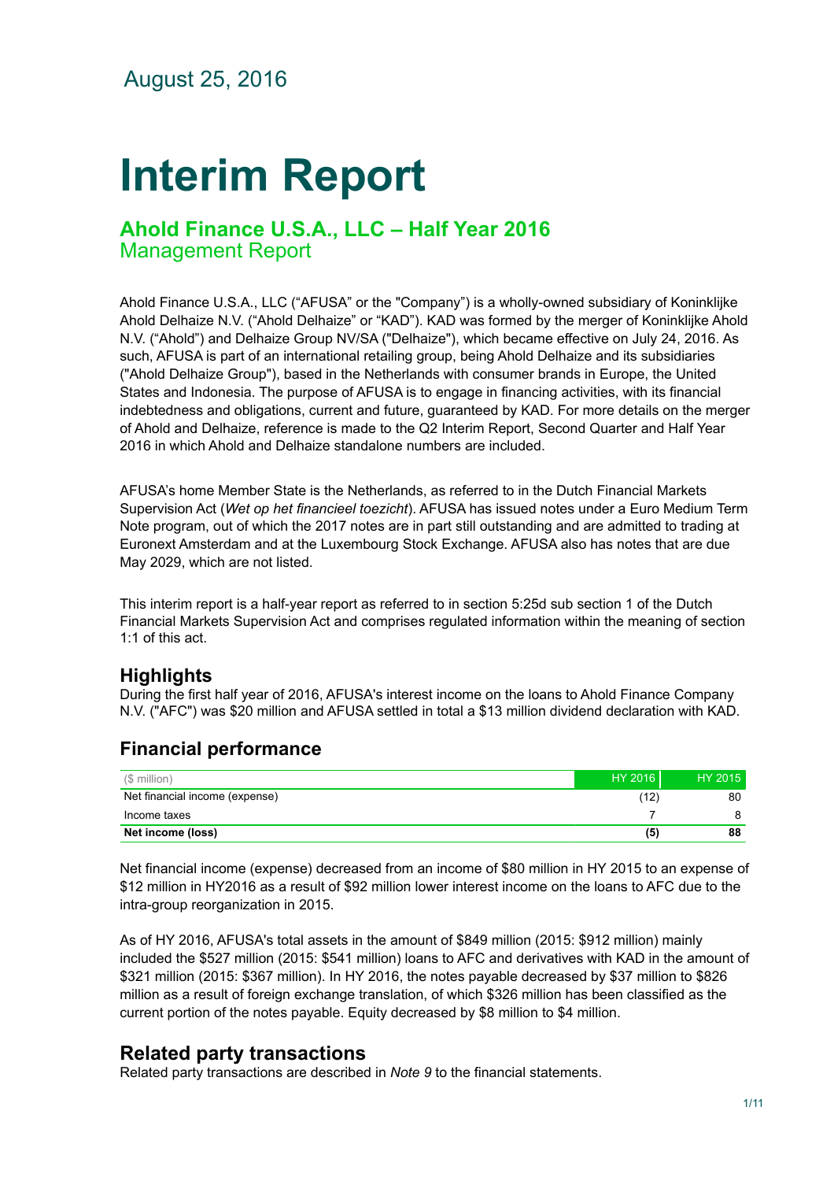August 25, 2016

# Interim Report

## Ahold Finance U.S.A., LLC – Half Year 2016
Management Report

Ahold Finance U.S.A., LLC ("AFUSA" or the "Company") is a wholly-owned subsidiary of Koninklijke Ahold Delhaize N.V. ("Ahold Delhaize" or "KAD"). KAD was formed by the merger of Koninklijke Ahold N.V. ("Ahold") and Delhaize Group NV/SA ("Delhaize"), which became effective on July 24, 2016. As such, AFUSA is part of an international retailing group, being Ahold Delhaize and its subsidiaries ("Ahold Delhaize Group"), based in the Netherlands with consumer brands in Europe, the United States and Indonesia. The purpose of AFUSA is to engage in financing activities, with its financial indebtedness and obligations, current and future, guaranteed by KAD. For more details on the merger of Ahold and Delhaize, reference is made to the Q2 Interim Report, Second Quarter and Half Year 2016 in which Ahold and Delhaize standalone numbers are included.

AFUSA's home Member State is the Netherlands, as referred to in the Dutch Financial Markets Supervision Act (*Wet op het financieel toezicht*). AFUSA has issued notes under a Euro Medium Term Note program, out of which the 2017 notes are in part still outstanding and are admitted to trading at Euronext Amsterdam and at the Luxembourg Stock Exchange. AFUSA also has notes that are due May 2029, which are not listed.

This interim report is a half-year report as referred to in section 5:25d sub section 1 of the Dutch Financial Markets Supervision Act and comprises regulated information within the meaning of section 1:1 of this act.

### Highlights
During the first half year of 2016, AFUSA's interest income on the loans to Ahold Finance Company N.V. ("AFC") was $20 million and AFUSA settled in total a $13 million dividend declaration with KAD.

### Financial performance

| ($ million) | HY 2016 | HY 2015 |
|---|---|---|
| Net financial income (expense) | (12) | 80 |
| Income taxes | 7 | 8 |
| **Net income (loss)** | **(5)** | **88** |

Net financial income (expense) decreased from an income of $80 million in HY 2015 to an expense of $12 million in HY2016 as a result of $92 million lower interest income on the loans to AFC due to the intra-group reorganization in 2015.

As of HY 2016, AFUSA's total assets in the amount of $849 million (2015: $912 million) mainly included the $527 million (2015: $541 million) loans to AFC and derivatives with KAD in the amount of $321 million (2015: $367 million). In HY 2016, the notes payable decreased by $37 million to $826 million as a result of foreign exchange translation, of which $326 million has been classified as the current portion of the notes payable. Equity decreased by $8 million to $4 million.

### Related party transactions
Related party transactions are described in *Note 9* to the financial statements.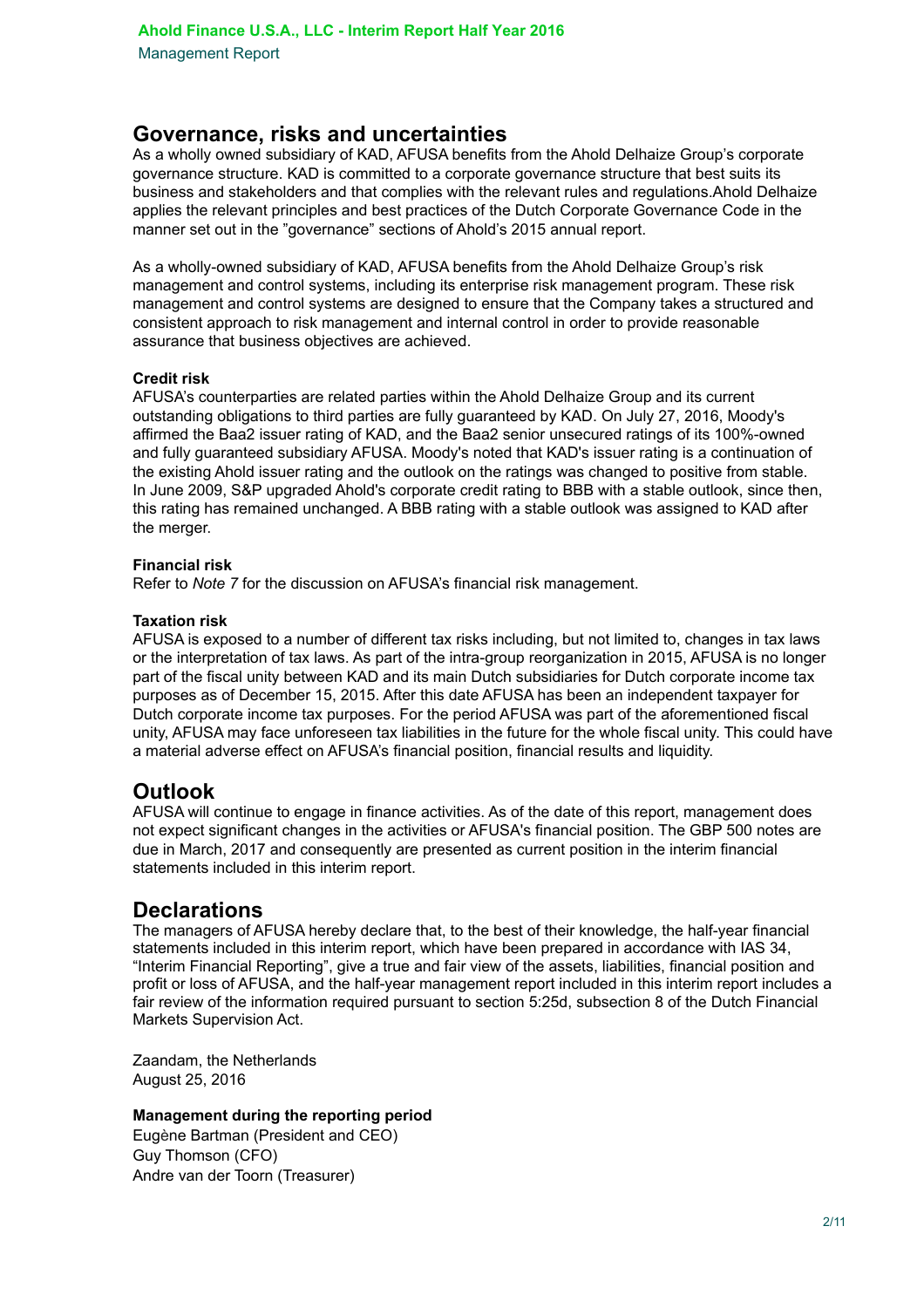## Governance, risks and uncertainties

As a wholly owned subsidiary of KAD, AFUSA benefits from the Ahold Delhaize Group's corporate governance structure. KAD is committed to a corporate governance structure that best suits its business and stakeholders and that complies with the relevant rules and regulations.Ahold Delhaize applies the relevant principles and best practices of the Dutch Corporate Governance Code in the manner set out in the "governance" sections of Ahold's 2015 annual report.

As a wholly-owned subsidiary of KAD, AFUSA benefits from the Ahold Delhaize Group's risk management and control systems, including its enterprise risk management program. These risk management and control systems are designed to ensure that the Company takes a structured and consistent approach to risk management and internal control in order to provide reasonable assurance that business objectives are achieved.

**Credit risk**

AFUSA's counterparties are related parties within the Ahold Delhaize Group and its current outstanding obligations to third parties are fully guaranteed by KAD. On July 27, 2016, Moody's affirmed the Baa2 issuer rating of KAD, and the Baa2 senior unsecured ratings of its 100%-owned and fully guaranteed subsidiary AFUSA. Moody's noted that KAD's issuer rating is a continuation of the existing Ahold issuer rating and the outlook on the ratings was changed to positive from stable. In June 2009, S&P upgraded Ahold's corporate credit rating to BBB with a stable outlook, since then, this rating has remained unchanged. A BBB rating with a stable outlook was assigned to KAD after the merger.

**Financial risk**

Refer to *Note 7* for the discussion on AFUSA's financial risk management.

**Taxation risk**

AFUSA is exposed to a number of different tax risks including, but not limited to, changes in tax laws or the interpretation of tax laws. As part of the intra-group reorganization in 2015, AFUSA is no longer part of the fiscal unity between KAD and its main Dutch subsidiaries for Dutch corporate income tax purposes as of December 15, 2015. After this date AFUSA has been an independent taxpayer for Dutch corporate income tax purposes. For the period AFUSA was part of the aforementioned fiscal unity, AFUSA may face unforeseen tax liabilities in the future for the whole fiscal unity. This could have a material adverse effect on AFUSA's financial position, financial results and liquidity.

## Outlook

AFUSA will continue to engage in finance activities. As of the date of this report, management does not expect significant changes in the activities or AFUSA's financial position. The GBP 500 notes are due in March, 2017 and consequently are presented as current position in the interim financial statements included in this interim report.

## Declarations

The managers of AFUSA hereby declare that, to the best of their knowledge, the half-year financial statements included in this interim report, which have been prepared in accordance with IAS 34, "Interim Financial Reporting", give a true and fair view of the assets, liabilities, financial position and profit or loss of AFUSA, and the half-year management report included in this interim report includes a fair review of the information required pursuant to section 5:25d, subsection 8 of the Dutch Financial Markets Supervision Act.

Zaandam, the Netherlands
August 25, 2016

**Management during the reporting period**

Eugène Bartman (President and CEO)
Guy Thomson (CFO)
Andre van der Toorn (Treasurer)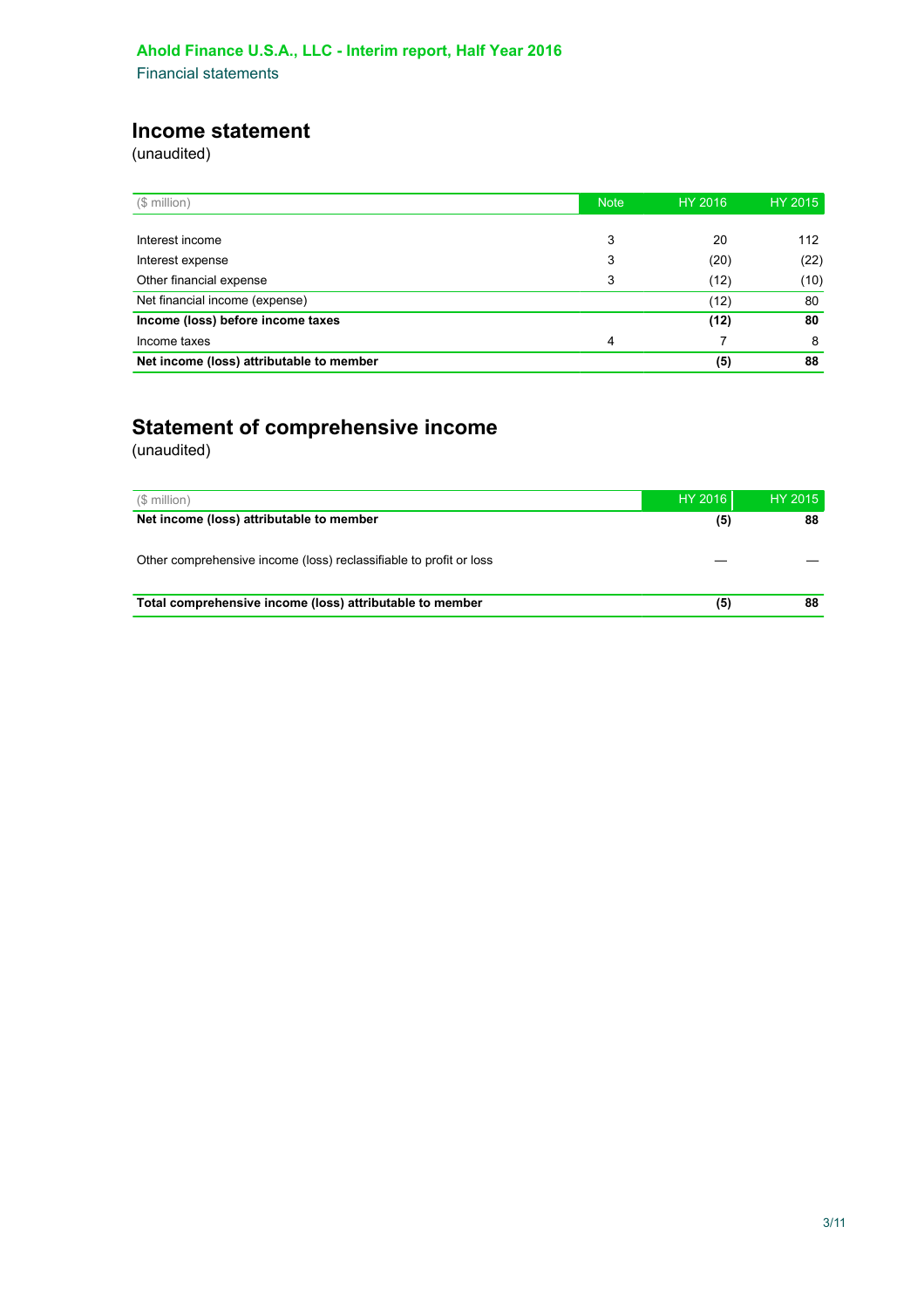Ahold Finance U.S.A., LLC - Interim report, Half Year 2016

Financial statements

## Income statement

(unaudited)

| ($ million) | Note | HY 2016 | HY 2015 |
|---|---|---|---|
| Interest income | 3 | 20 | 112 |
| Interest expense | 3 | (20) | (22) |
| Other financial expense | 3 | (12) | (10) |
| Net financial income (expense) | | (12) | 80 |
| **Income (loss) before income taxes** | | **(12)** | **80** |
| Income taxes | 4 | 7 | 8 |
| **Net income (loss) attributable to member** | | **(5)** | **88** |

## Statement of comprehensive income

(unaudited)

| ($ million) | HY 2016 | HY 2015 |
|---|---|---|
| **Net income (loss) attributable to member** | **(5)** | **88** |
| Other comprehensive income (loss) reclassifiable to profit or loss | — | — |
| **Total comprehensive income (loss) attributable to member** | **(5)** | **88** |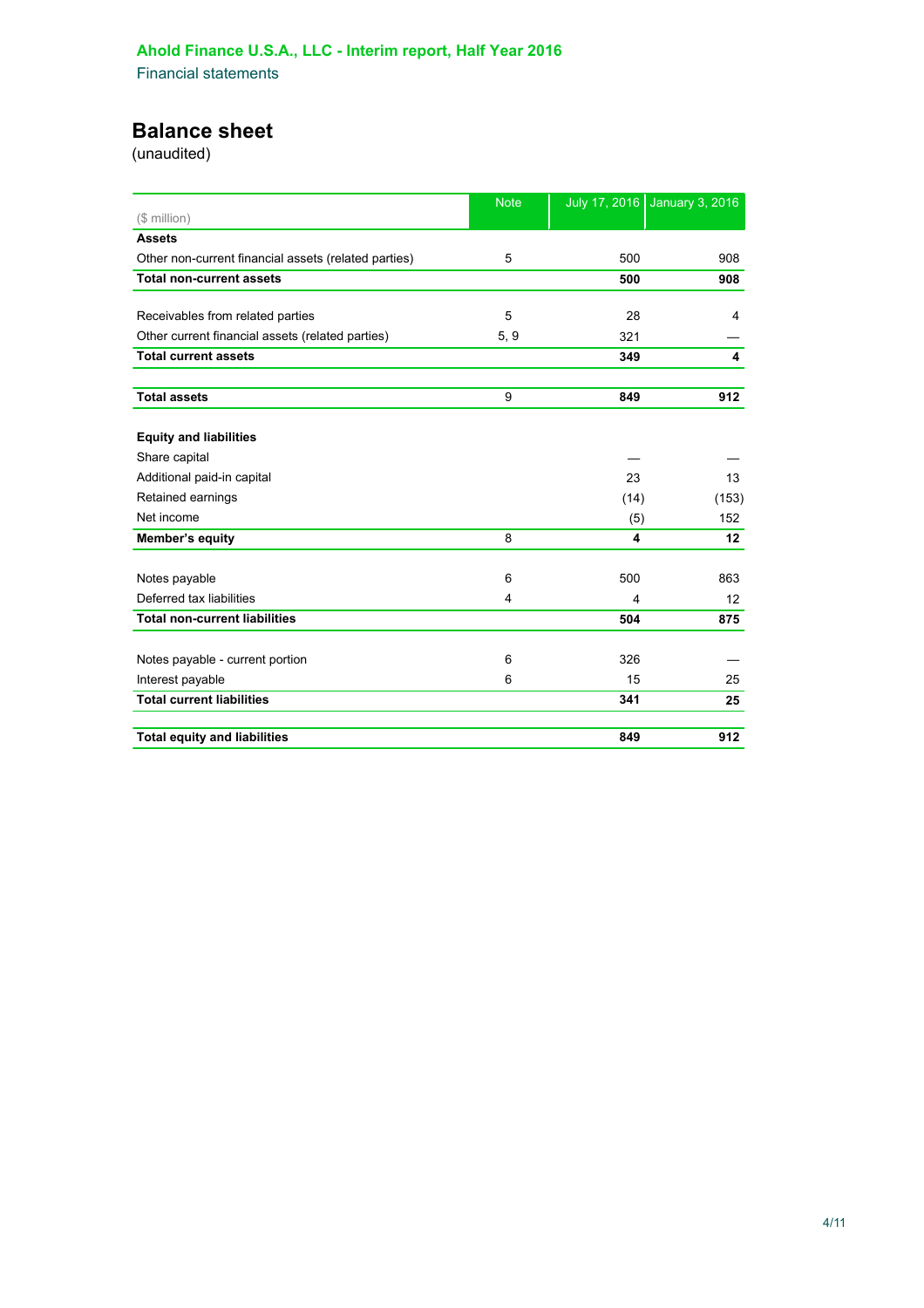## Balance sheet

(unaudited)

| ($ million) | Note | July 17, 2016 | January 3, 2016 |
|---|---|---|---|
| **Assets** | | | |
| Other non-current financial assets (related parties) | 5 | 500 | 908 |
| **Total non-current assets** | | **500** | **908** |
| | | | |
| Receivables from related parties | 5 | 28 | 4 |
| Other current financial assets (related parties) | 5, 9 | 321 | — |
| **Total current assets** | | **349** | **4** |
| | | | |
| **Total assets** | 9 | **849** | **912** |
| | | | |
| **Equity and liabilities** | | | |
| Share capital | | — | — |
| Additional paid-in capital | | 23 | 13 |
| Retained earnings | | (14) | (153) |
| Net income | | (5) | 152 |
| **Member's equity** | 8 | **4** | **12** |
| | | | |
| Notes payable | 6 | 500 | 863 |
| Deferred tax liabilities | 4 | 4 | 12 |
| **Total non-current liabilities** | | **504** | **875** |
| | | | |
| Notes payable - current portion | 6 | 326 | — |
| Interest payable | 6 | 15 | 25 |
| **Total current liabilities** | | **341** | **25** |
| | | | |
| **Total equity and liabilities** | | **849** | **912** |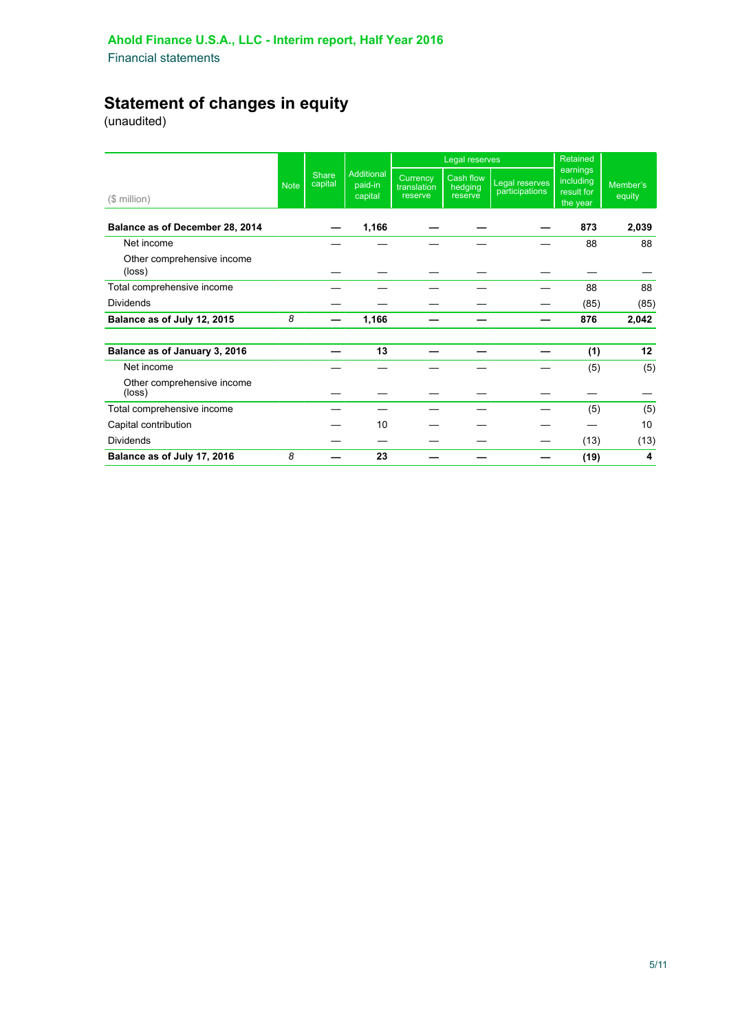# Statement of changes in equity

(unaudited)

| ($ million) | Note | Share capital | Additional paid-in capital | Legal reserves | | | Retained earnings including result for the year | Member's equity |
|---|---|---|---|---|---|---|---|---|
| | | | | Currency translation reserve | Cash flow hedging reserve | Legal reserves participations | | |
| **Balance as of December 28, 2014** | | **—** | **1,166** | **—** | **—** | **—** | **873** | **2,039** |
| Net income | | — | — | — | — | — | 88 | 88 |
| Other comprehensive income (loss) | | — | — | — | — | — | — | — |
| Total comprehensive income | | — | — | — | — | — | 88 | 88 |
| Dividends | | — | — | — | — | — | (85) | (85) |
| **Balance as of July 12, 2015** | *8* | **—** | **1,166** | **—** | **—** | **—** | **876** | **2,042** |
| | | | | | | | | |
| **Balance as of January 3, 2016** | | **—** | **13** | **—** | **—** | **—** | **(1)** | **12** |
| Net income | | — | — | — | — | — | (5) | (5) |
| Other comprehensive income (loss) | | — | — | — | — | — | — | — |
| Total comprehensive income | | — | — | — | — | — | (5) | (5) |
| Capital contribution | | — | 10 | — | — | — | — | 10 |
| Dividends | | — | — | — | — | — | (13) | (13) |
| **Balance as of July 17, 2016** | *8* | **—** | **23** | **—** | **—** | **—** | **(19)** | **4** |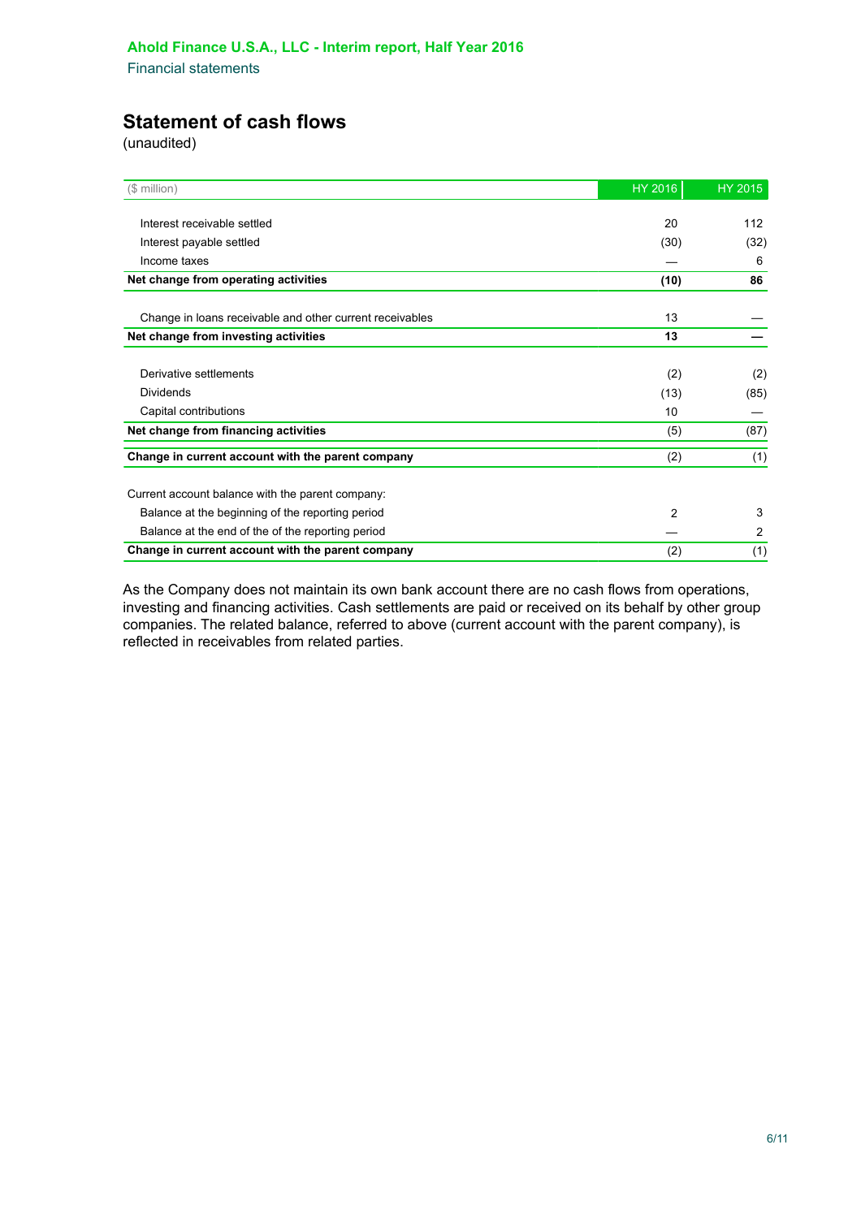## Statement of cash flows

(unaudited)

| ($ million) | HY 2016 | HY 2015 |
|---|---|---|
| Interest receivable settled | 20 | 112 |
| Interest payable settled | (30) | (32) |
| Income taxes | — | 6 |
| **Net change from operating activities** | **(10)** | **86** |
| Change in loans receivable and other current receivables | 13 | — |
| **Net change from investing activities** | **13** | **—** |
| Derivative settlements | (2) | (2) |
| Dividends | (13) | (85) |
| Capital contributions | 10 | — |
| **Net change from financing activities** | (5) | (87) |
| **Change in current account with the parent company** | (2) | (1) |
| Current account balance with the parent company: | | |
| Balance at the beginning of the reporting period | 2 | 3 |
| Balance at the end of the of the reporting period | — | 2 |
| **Change in current account with the parent company** | (2) | (1) |

As the Company does not maintain its own bank account there are no cash flows from operations, investing and financing activities. Cash settlements are paid or received on its behalf by other group companies. The related balance, referred to above (current account with the parent company), is reflected in receivables from related parties.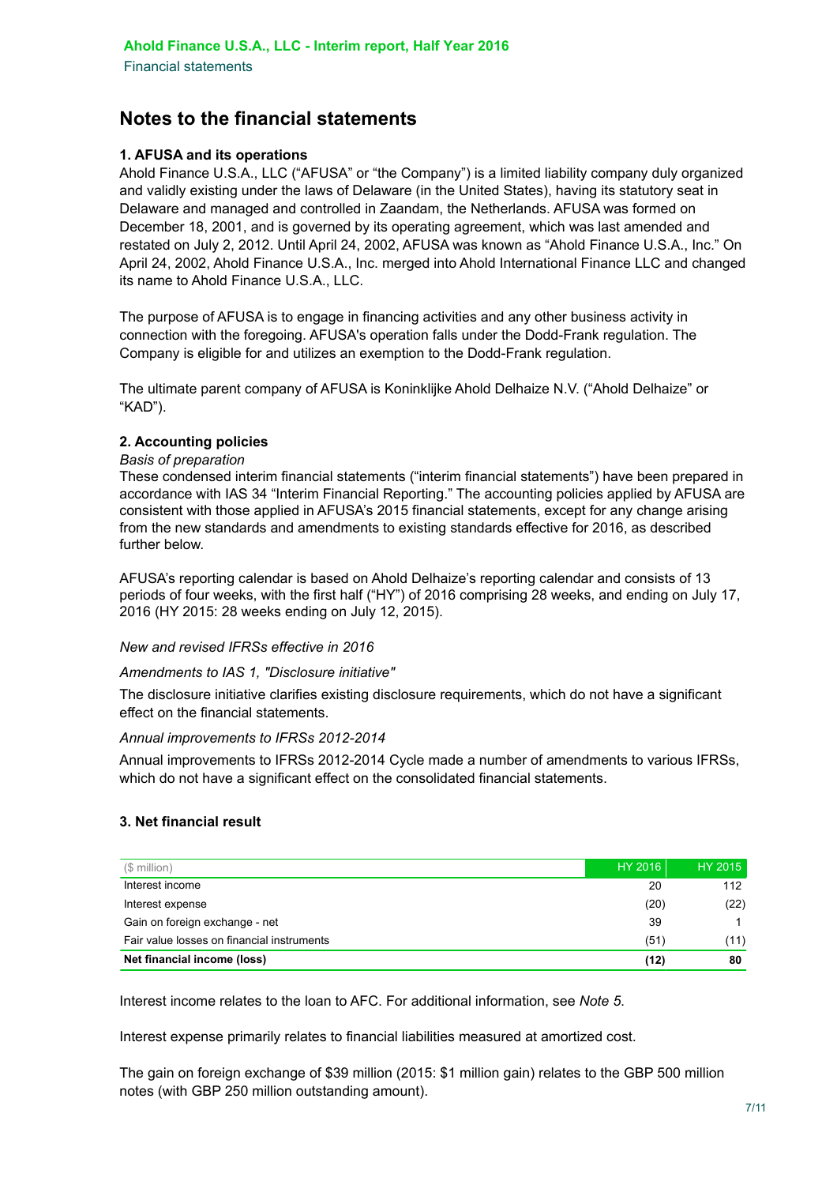# Notes to the financial statements

### 1. AFUSA and its operations

Ahold Finance U.S.A., LLC ("AFUSA" or "the Company") is a limited liability company duly organized and validly existing under the laws of Delaware (in the United States), having its statutory seat in Delaware and managed and controlled in Zaandam, the Netherlands. AFUSA was formed on December 18, 2001, and is governed by its operating agreement, which was last amended and restated on July 2, 2012. Until April 24, 2002, AFUSA was known as "Ahold Finance U.S.A., Inc." On April 24, 2002, Ahold Finance U.S.A., Inc. merged into Ahold International Finance LLC and changed its name to Ahold Finance U.S.A., LLC.

The purpose of AFUSA is to engage in financing activities and any other business activity in connection with the foregoing. AFUSA's operation falls under the Dodd-Frank regulation. The Company is eligible for and utilizes an exemption to the Dodd-Frank regulation.

The ultimate parent company of AFUSA is Koninklijke Ahold Delhaize N.V. ("Ahold Delhaize" or "KAD").

### 2. Accounting policies

*Basis of preparation*

These condensed interim financial statements ("interim financial statements") have been prepared in accordance with IAS 34 "Interim Financial Reporting." The accounting policies applied by AFUSA are consistent with those applied in AFUSA's 2015 financial statements, except for any change arising from the new standards and amendments to existing standards effective for 2016, as described further below.

AFUSA's reporting calendar is based on Ahold Delhaize's reporting calendar and consists of 13 periods of four weeks, with the first half ("HY") of 2016 comprising 28 weeks, and ending on July 17, 2016 (HY 2015: 28 weeks ending on July 12, 2015).

*New and revised IFRSs effective in 2016*

*Amendments to IAS 1, "Disclosure initiative"*

The disclosure initiative clarifies existing disclosure requirements, which do not have a significant effect on the financial statements.

*Annual improvements to IFRSs 2012-2014*

Annual improvements to IFRSs 2012-2014 Cycle made a number of amendments to various IFRSs, which do not have a significant effect on the consolidated financial statements.

### 3. Net financial result

| ($ million) | HY 2016 | HY 2015 |
|---|---|---|
| Interest income | 20 | 112 |
| Interest expense | (20) | (22) |
| Gain on foreign exchange - net | 39 | 1 |
| Fair value losses on financial instruments | (51) | (11) |
| **Net financial income (loss)** | **(12)** | **80** |

Interest income relates to the loan to AFC. For additional information, see *Note 5.*

Interest expense primarily relates to financial liabilities measured at amortized cost.

The gain on foreign exchange of $39 million (2015: $1 million gain) relates to the GBP 500 million notes (with GBP 250 million outstanding amount).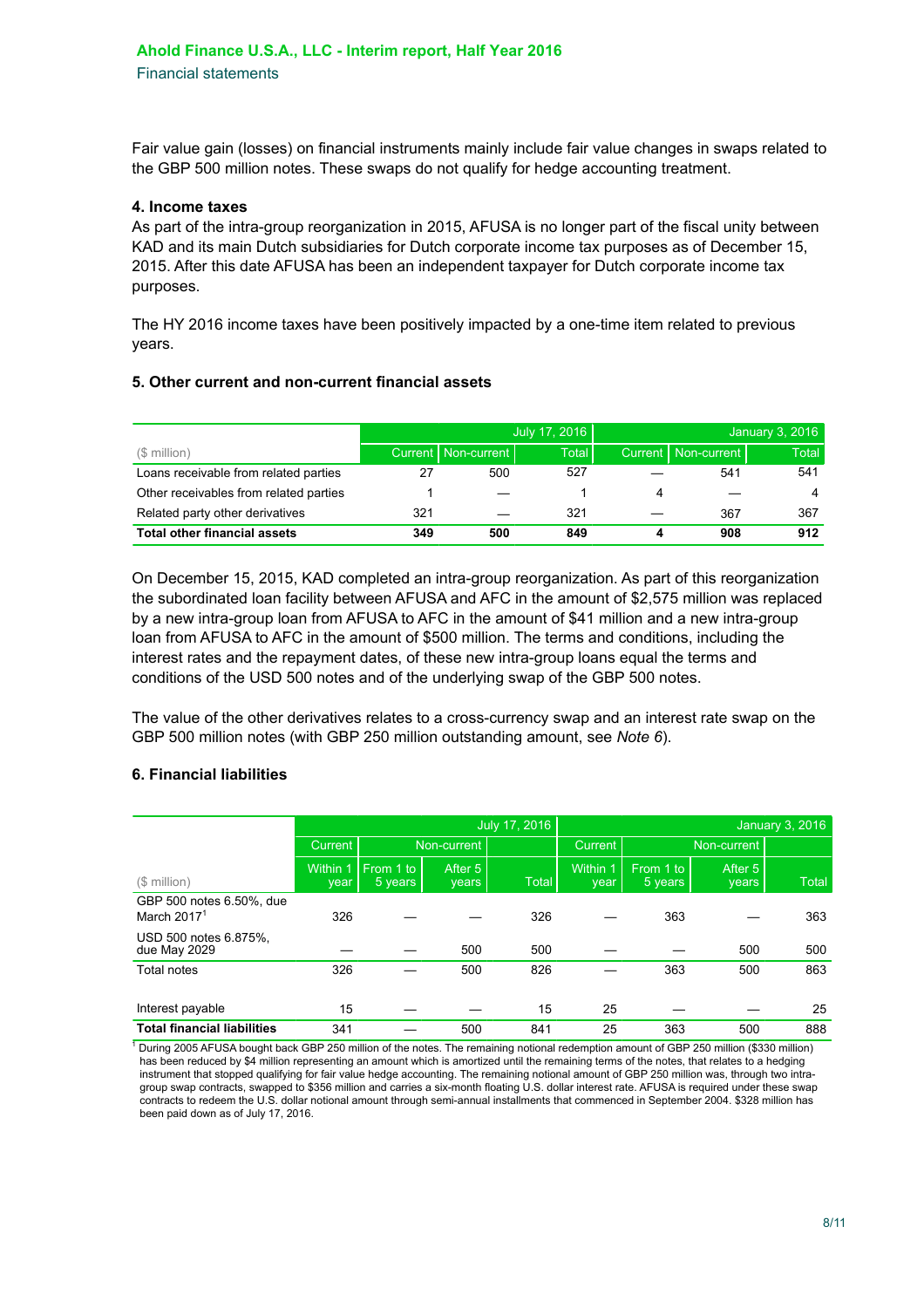Fair value gain (losses) on financial instruments mainly include fair value changes in swaps related to the GBP 500 million notes. These swaps do not qualify for hedge accounting treatment.

#### 4. Income taxes

As part of the intra-group reorganization in 2015, AFUSA is no longer part of the fiscal unity between KAD and its main Dutch subsidiaries for Dutch corporate income tax purposes as of December 15, 2015. After this date AFUSA has been an independent taxpayer for Dutch corporate income tax purposes.

The HY 2016 income taxes have been positively impacted by a one-time item related to previous years.

#### 5. Other current and non-current financial assets

| | July 17, 2016 | | | January 3, 2016 | | |
|---|---|---|---|---|---|---|
| ($ million) | Current | Non-current | Total | Current | Non-current | Total |
| Loans receivable from related parties | 27 | 500 | 527 | — | 541 | 541 |
| Other receivables from related parties | 1 | — | 1 | 4 | — | 4 |
| Related party other derivatives | 321 | — | 321 | — | 367 | 367 |
| **Total other financial assets** | **349** | **500** | **849** | **4** | **908** | **912** |

On December 15, 2015, KAD completed an intra-group reorganization. As part of this reorganization the subordinated loan facility between AFUSA and AFC in the amount of $2,575 million was replaced by a new intra-group loan from AFUSA to AFC in the amount of $41 million and a new intra-group loan from AFUSA to AFC in the amount of $500 million. The terms and conditions, including the interest rates and the repayment dates, of these new intra-group loans equal the terms and conditions of the USD 500 notes and of the underlying swap of the GBP 500 notes.

The value of the other derivatives relates to a cross-currency swap and an interest rate swap on the GBP 500 million notes (with GBP 250 million outstanding amount, see *Note 6*).

#### 6. Financial liabilities

| | July 17, 2016 | | | | January 3, 2016 | | | |
|---|---|---|---|---|---|---|---|---|
| | Current | Non-current | | | Current | Non-current | | |
| ($ million) | Within 1 year | From 1 to 5 years | After 5 years | Total | Within 1 year | From 1 to 5 years | After 5 years | Total |
| GBP 500 notes 6.50%, due March 2017[1] | 326 | — | — | 326 | — | 363 | — | 363 |
| USD 500 notes 6.875%, due May 2029 | — | — | 500 | 500 | — | — | 500 | 500 |
| Total notes | 326 | — | 500 | 826 | — | 363 | 500 | 863 |
| Interest payable | 15 | — | — | 15 | 25 | — | — | 25 |
| **Total financial liabilities** | 341 | — | 500 | 841 | 25 | 363 | 500 | 888 |

[1] During 2005 AFUSA bought back GBP 250 million of the notes. The remaining notional redemption amount of GBP 250 million ($330 million) has been reduced by $4 million representing an amount which is amortized until the remaining terms of the notes, that relates to a hedging instrument that stopped qualifying for fair value hedge accounting. The remaining notional amount of GBP 250 million was, through two intra-group swap contracts, swapped to $356 million and carries a six-month floating U.S. dollar interest rate. AFUSA is required under these swap contracts to redeem the U.S. dollar notional amount through semi-annual installments that commenced in September 2004. $328 million has been paid down as of July 17, 2016.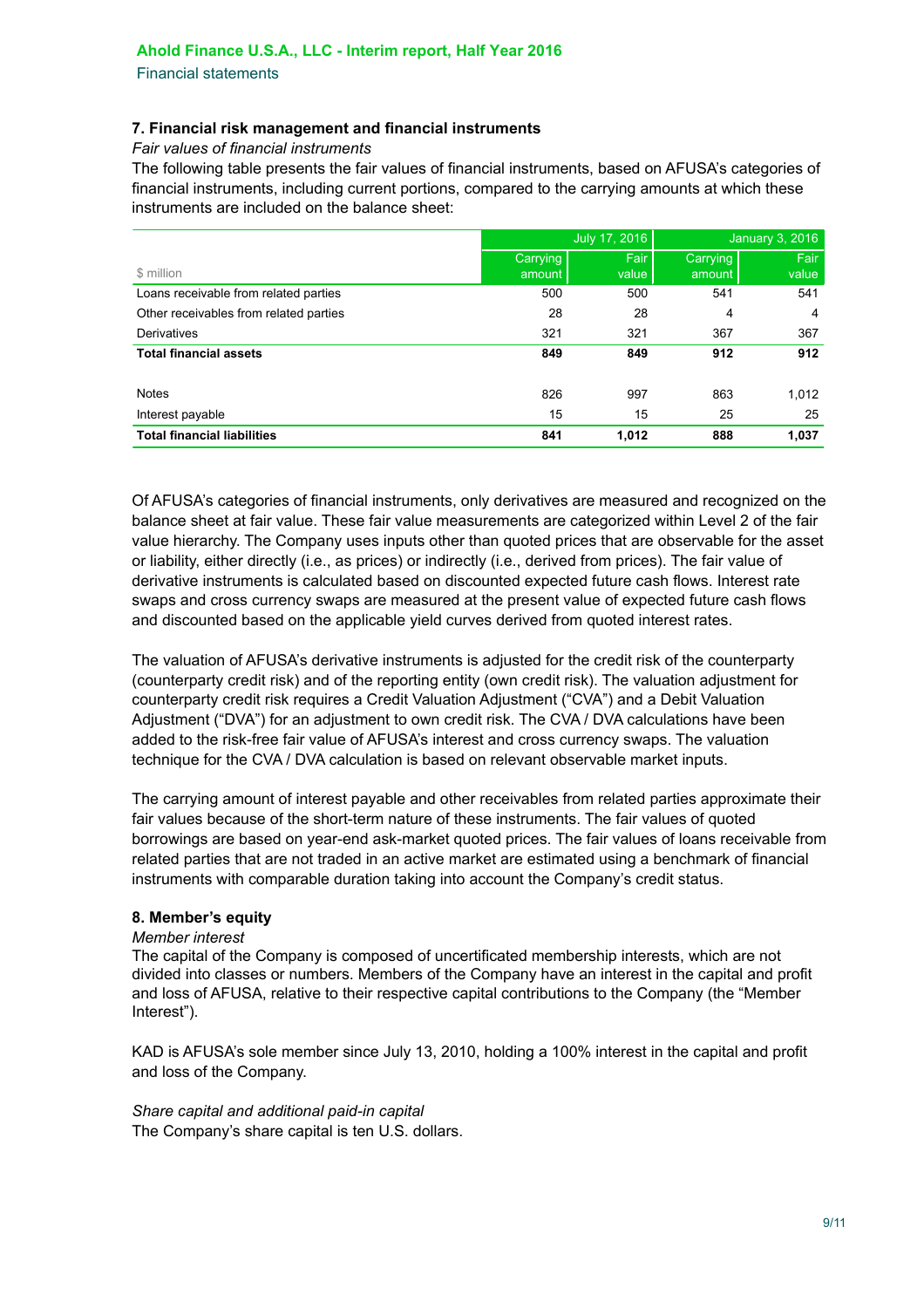## 7. Financial risk management and financial instruments

*Fair values of financial instruments*

The following table presents the fair values of financial instruments, based on AFUSA's categories of financial instruments, including current portions, compared to the carrying amounts at which these instruments are included on the balance sheet:

| | July 17, 2016 | | January 3, 2016 | |
|---|---|---|---|---|
| $ million | Carrying amount | Fair value | Carrying amount | Fair value |
| Loans receivable from related parties | 500 | 500 | 541 | 541 |
| Other receivables from related parties | 28 | 28 | 4 | 4 |
| Derivatives | 321 | 321 | 367 | 367 |
| **Total financial assets** | **849** | **849** | **912** | **912** |
| | | | | |
| Notes | 826 | 997 | 863 | 1,012 |
| Interest payable | 15 | 15 | 25 | 25 |
| **Total financial liabilities** | **841** | **1,012** | **888** | **1,037** |

Of AFUSA's categories of financial instruments, only derivatives are measured and recognized on the balance sheet at fair value. These fair value measurements are categorized within Level 2 of the fair value hierarchy. The Company uses inputs other than quoted prices that are observable for the asset or liability, either directly (i.e., as prices) or indirectly (i.e., derived from prices). The fair value of derivative instruments is calculated based on discounted expected future cash flows. Interest rate swaps and cross currency swaps are measured at the present value of expected future cash flows and discounted based on the applicable yield curves derived from quoted interest rates.

The valuation of AFUSA's derivative instruments is adjusted for the credit risk of the counterparty (counterparty credit risk) and of the reporting entity (own credit risk). The valuation adjustment for counterparty credit risk requires a Credit Valuation Adjustment ("CVA") and a Debit Valuation Adjustment ("DVA") for an adjustment to own credit risk. The CVA / DVA calculations have been added to the risk-free fair value of AFUSA's interest and cross currency swaps. The valuation technique for the CVA / DVA calculation is based on relevant observable market inputs.

The carrying amount of interest payable and other receivables from related parties approximate their fair values because of the short-term nature of these instruments. The fair values of quoted borrowings are based on year-end ask-market quoted prices. The fair values of loans receivable from related parties that are not traded in an active market are estimated using a benchmark of financial instruments with comparable duration taking into account the Company's credit status.

## 8. Member's equity

*Member interest*

The capital of the Company is composed of uncertificated membership interests, which are not divided into classes or numbers. Members of the Company have an interest in the capital and profit and loss of AFUSA, relative to their respective capital contributions to the Company (the "Member Interest").

KAD is AFUSA's sole member since July 13, 2010, holding a 100% interest in the capital and profit and loss of the Company.

*Share capital and additional paid-in capital*

The Company's share capital is ten U.S. dollars.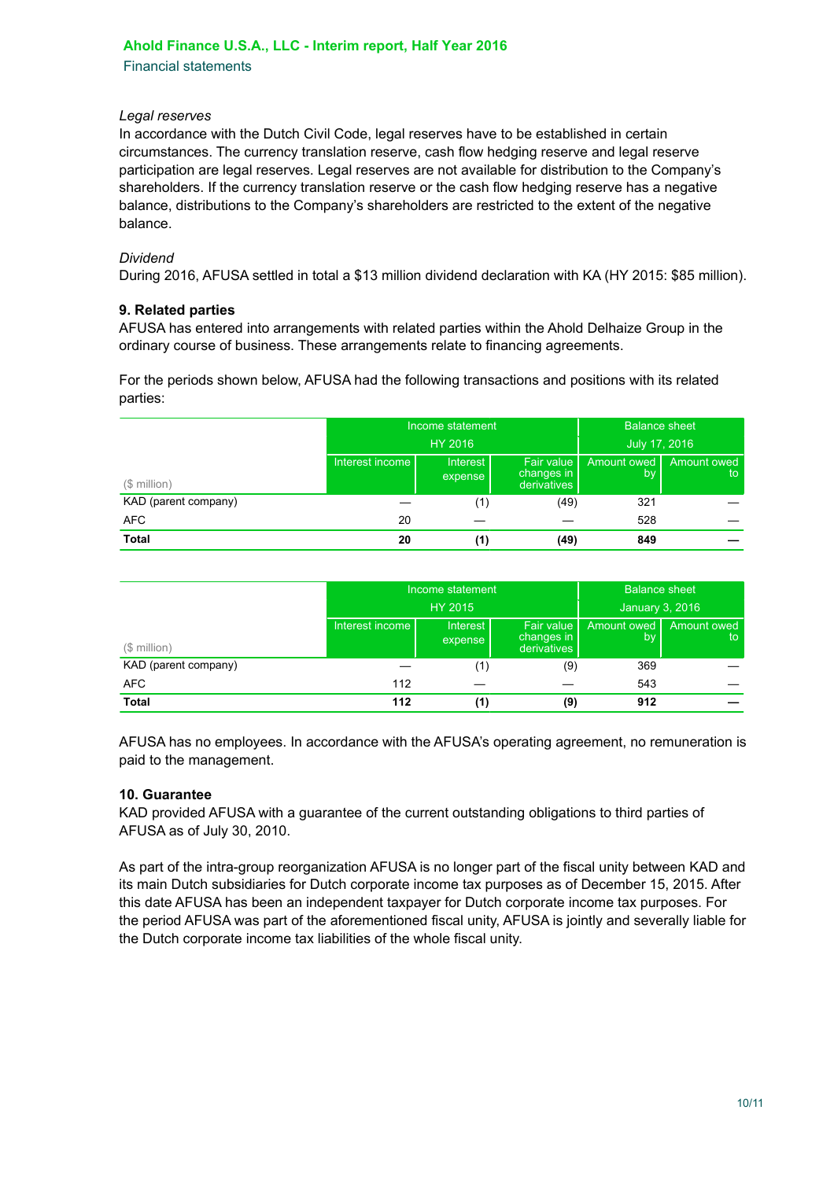*Legal reserves*
In accordance with the Dutch Civil Code, legal reserves have to be established in certain circumstances. The currency translation reserve, cash flow hedging reserve and legal reserve participation are legal reserves. Legal reserves are not available for distribution to the Company's shareholders. If the currency translation reserve or the cash flow hedging reserve has a negative balance, distributions to the Company's shareholders are restricted to the extent of the negative balance.

*Dividend*
During 2016, AFUSA settled in total a $13 million dividend declaration with KA (HY 2015: $85 million).

### 9. Related parties

AFUSA has entered into arrangements with related parties within the Ahold Delhaize Group in the ordinary course of business. These arrangements relate to financing agreements.

For the periods shown below, AFUSA had the following transactions and positions with its related parties:

| | Income statement HY 2016 | | | Balance sheet July 17, 2016 | |
|---|---|---|---|---|---|
| ($ million) | Interest income | Interest expense | Fair value changes in derivatives | Amount owed by | Amount owed to |
| KAD (parent company) | — | (1) | (49) | 321 | — |
| AFC | 20 | — | — | 528 | — |
| **Total** | **20** | **(1)** | **(49)** | **849** | **—** |

| | Income statement HY 2015 | | | Balance sheet January 3, 2016 | |
|---|---|---|---|---|---|
| ($ million) | Interest income | Interest expense | Fair value changes in derivatives | Amount owed by | Amount owed to |
| KAD (parent company) | — | (1) | (9) | 369 | — |
| AFC | 112 | — | — | 543 | — |
| **Total** | **112** | **(1)** | **(9)** | **912** | **—** |

AFUSA has no employees. In accordance with the AFUSA's operating agreement, no remuneration is paid to the management.

### 10. Guarantee

KAD provided AFUSA with a guarantee of the current outstanding obligations to third parties of AFUSA as of July 30, 2010.

As part of the intra-group reorganization AFUSA is no longer part of the fiscal unity between KAD and its main Dutch subsidiaries for Dutch corporate income tax purposes as of December 15, 2015. After this date AFUSA has been an independent taxpayer for Dutch corporate income tax purposes. For the period AFUSA was part of the aforementioned fiscal unity, AFUSA is jointly and severally liable for the Dutch corporate income tax liabilities of the whole fiscal unity.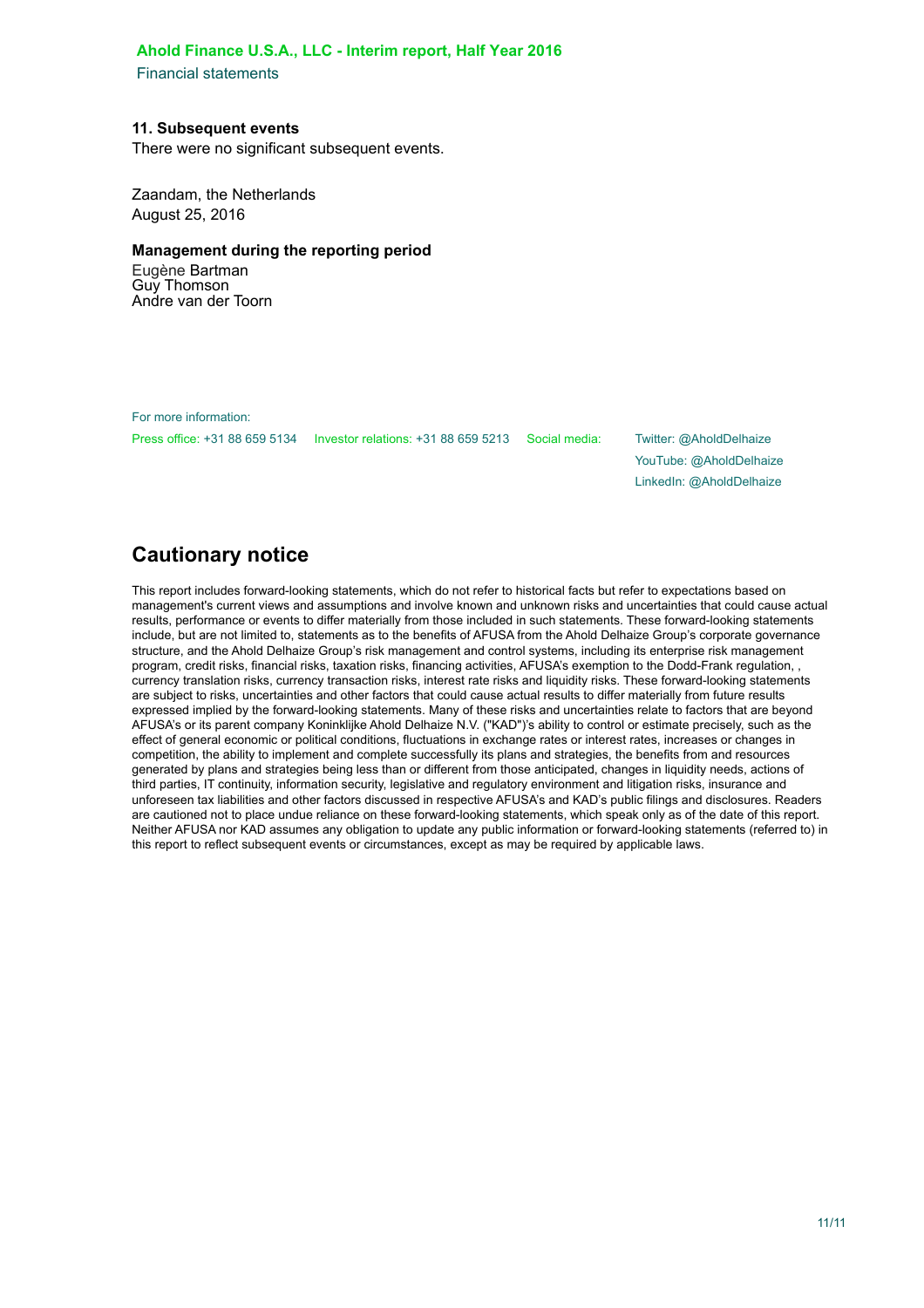### 11. Subsequent events

There were no significant subsequent events.

Zaandam, the Netherlands
August 25, 2016

**Management during the reporting period**

Eugène Bartman
Guy Thomson
Andre van der Toorn

For more information:

Press office: +31 88 659 5134   Investor relations: +31 88 659 5213   Social media:   Twitter: @AholdDelhaize
YouTube: @AholdDelhaize
LinkedIn: @AholdDelhaize

## Cautionary notice

This report includes forward-looking statements, which do not refer to historical facts but refer to expectations based on management's current views and assumptions and involve known and unknown risks and uncertainties that could cause actual results, performance or events to differ materially from those included in such statements. These forward-looking statements include, but are not limited to, statements as to the benefits of AFUSA from the Ahold Delhaize Group's corporate governance structure, and the Ahold Delhaize Group's risk management and control systems, including its enterprise risk management program, credit risks, financial risks, taxation risks, financing activities, AFUSA's exemption to the Dodd-Frank regulation, , currency translation risks, currency transaction risks, interest rate risks and liquidity risks. These forward-looking statements are subject to risks, uncertainties and other factors that could cause actual results to differ materially from future results expressed implied by the forward-looking statements. Many of these risks and uncertainties relate to factors that are beyond AFUSA's or its parent company Koninklijke Ahold Delhaize N.V. ("KAD")'s ability to control or estimate precisely, such as the effect of general economic or political conditions, fluctuations in exchange rates or interest rates, increases or changes in competition, the ability to implement and complete successfully its plans and strategies, the benefits from and resources generated by plans and strategies being less than or different from those anticipated, changes in liquidity needs, actions of third parties, IT continuity, information security, legislative and regulatory environment and litigation risks, insurance and unforeseen tax liabilities and other factors discussed in respective AFUSA's and KAD's public filings and disclosures. Readers are cautioned not to place undue reliance on these forward-looking statements, which speak only as of the date of this report. Neither AFUSA nor KAD assumes any obligation to update any public information or forward-looking statements (referred to) in this report to reflect subsequent events or circumstances, except as may be required by applicable laws.